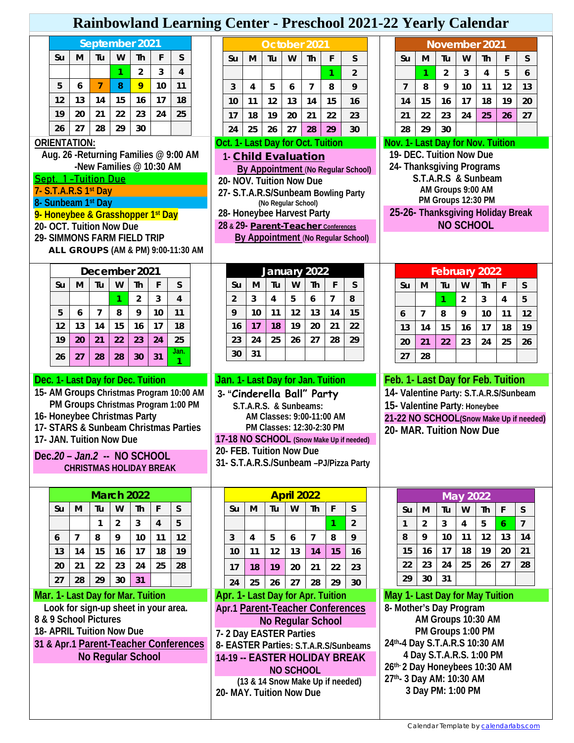# Rainbowland Learning Center - Preschool 2021-22 Yearly Calendar

## September 2021

| Su | M | Tu | W | Th | F | S |
|---|---|---|---|---|---|---|
| | | | 1 | 2 | 3 | 4 |
| 5 | 6 | 7 | 8 | 9 | 10 | 11 |
| 12 | 13 | 14 | 15 | 16 | 17 | 18 |
| 19 | 20 | 21 | 22 | 23 | 24 | 25 |
| 26 | 27 | 28 | 29 | 30 | | |

**ORIENTATION:**
Aug. 26 -Returning Families @ 9:00 AM
-New Families @ 10:30 AM

Sept. 1 -Tuition Due
7- S.T.A.R.S 1st Day
8- Sunbeam 1st Day
9- Honeybee & Grasshopper 1st Day
20- OCT. Tuition Now Due
29- SIMMONS FARM FIELD TRIP
ALL GROUPS (AM & PM) 9:00-11:30 AM

## October 2021

| Su | M | Tu | W | Th | F | S |
|---|---|---|---|---|---|---|
| | | | | | 1 | 2 |
| 3 | 4 | 5 | 6 | 7 | 8 | 9 |
| 10 | 11 | 12 | 13 | 14 | 15 | 16 |
| 17 | 18 | 19 | 20 | 21 | 22 | 23 |
| 24 | 25 | 26 | 27 | 28 | 29 | 30 |

Oct. 1- Last Day for Oct. Tuition
1- Child Evaluation
By Appointment (No Regular School)
20- NOV. Tuition Now Due
27- S.T.A.R.S/Sunbeam Bowling Party
(No Regular School)
28- Honeybee Harvest Party
28 & 29- Parent-Teacher Conferences
By Appointment (No Regular School)

## November 2021

| Su | M | Tu | W | Th | F | S |
|---|---|---|---|---|---|---|
| | 1 | 2 | 3 | 4 | 5 | 6 |
| 7 | 8 | 9 | 10 | 11 | 12 | 13 |
| 14 | 15 | 16 | 17 | 18 | 19 | 20 |
| 21 | 22 | 23 | 24 | 25 | 26 | 27 |
| 28 | 29 | 30 | | | | |

Nov. 1- Last Day for Nov. Tuition
19- DEC. Tuition Now Due
24- Thanksgiving Programs
S.T.A.R.S & Sunbeam
AM Groups 9:00 AM
PM Groups 12:30 PM
25-26- Thanksgiving Holiday Break
NO SCHOOL

## December 2021

| Su | M | Tu | W | Th | F | S |
|---|---|---|---|---|---|---|
| | | | 1 | 2 | 3 | 4 |
| 5 | 6 | 7 | 8 | 9 | 10 | 11 |
| 12 | 13 | 14 | 15 | 16 | 17 | 18 |
| 19 | 20 | 21 | 22 | 23 | 24 | 25 |
| 26 | 27 | 28 | 28 | 30 | 31 | Jan. 1 |

Dec. 1- Last Day for Dec. Tuition
15- AM Groups Christmas Program 10:00 AM
PM Groups Christmas Program 1:00 PM
16- Honeybee Christmas Party
17- STARS & Sunbeam Christmas Parties
17- JAN. Tuition Now Due

Dec.20 – Jan.2 -- NO SCHOOL
CHRISTMAS HOLIDAY BREAK

## January 2022

| Su | M | Tu | W | Th | F | S |
|---|---|---|---|---|---|---|
| 2 | 3 | 4 | 5 | 6 | 7 | 8 |
| 9 | 10 | 11 | 12 | 13 | 14 | 15 |
| 16 | 17 | 18 | 19 | 20 | 21 | 22 |
| 23 | 24 | 25 | 26 | 27 | 28 | 29 |
| 30 | 31 | | | | | |

Jan. 1- Last Day for Jan. Tuition
3- "Cinderella Ball" Party
S.T.A.R.S. & Sunbeams:
AM Classes: 9:00-11:00 AM
PM Classes: 12:30-2:30 PM
17-18 NO SCHOOL (Snow Make Up if needed)
20- FEB. Tuition Now Due
31- S.T.A.R.S./Sunbeam –PJ/Pizza Party

## February 2022

| Su | M | Tu | W | Th | F | S |
|---|---|---|---|---|---|---|
| | | 1 | 2 | 3 | 4 | 5 |
| 6 | 7 | 8 | 9 | 10 | 11 | 12 |
| 13 | 14 | 15 | 16 | 17 | 18 | 19 |
| 20 | 21 | 22 | 23 | 24 | 25 | 26 |
| 27 | 28 | | | | | |

Feb. 1- Last Day for Feb. Tuition
14- Valentine Party: S.T.A.R.S/Sunbeam
15- Valentine Party: Honeybee
21-22 NO SCHOOL(Snow Make Up if needed)
20- MAR. Tuition Now Due

## March 2022

| Su | M | Tu | W | Th | F | S |
|---|---|---|---|---|---|---|
| | | 1 | 2 | 3 | 4 | 5 |
| 6 | 7 | 8 | 9 | 10 | 11 | 12 |
| 13 | 14 | 15 | 16 | 17 | 18 | 19 |
| 20 | 21 | 22 | 23 | 24 | 25 | 28 |
| 27 | 28 | 29 | 30 | 31 | | |

Mar. 1- Last Day for Mar. Tuition
Look for sign-up sheet in your area.
8 & 9 School Pictures
18- APRIL Tuition Now Due
31 & Apr.1 Parent-Teacher Conferences
No Regular School

## April 2022

| Su | M | Tu | W | Th | F | S |
|---|---|---|---|---|---|---|
| | | | | | 1 | 2 |
| 3 | 4 | 5 | 6 | 7 | 8 | 9 |
| 10 | 11 | 12 | 13 | 14 | 15 | 16 |
| 17 | 18 | 19 | 20 | 21 | 22 | 23 |
| 24 | 25 | 26 | 27 | 28 | 29 | 30 |

Apr. 1- Last Day for Apr. Tuition
Apr.1 Parent-Teacher Conferences
No Regular School
7- 2 Day EASTER Parties
8- EASTER Parties: S.T.A.R.S/Sunbeams
14-19 -- EASTER HOLIDAY BREAK
NO SCHOOL
(13 & 14 Snow Make Up if needed)
20- MAY. Tuition Now Due

## May 2022

| Su | M | Tu | W | Th | F | S |
|---|---|---|---|---|---|---|
| 1 | 2 | 3 | 4 | 5 | 6 | 7 |
| 8 | 9 | 10 | 11 | 12 | 13 | 14 |
| 15 | 16 | 17 | 18 | 19 | 20 | 21 |
| 22 | 23 | 24 | 25 | 26 | 27 | 28 |
| 29 | 30 | 31 | | | | |

May 1- Last Day for May Tuition
8- Mother's Day Program
AM Groups 10:30 AM
PM Groups 1:00 PM
24th-4 Day S.T.A.R.S 10:30 AM
4 Day S.T.A.R.S. 1:00 PM
26th- 2 Day Honeybees 10:30 AM
27th- 3 Day AM: 10:30 AM
3 Day PM: 1:00 PM

Calendar Template by calendarlabs.com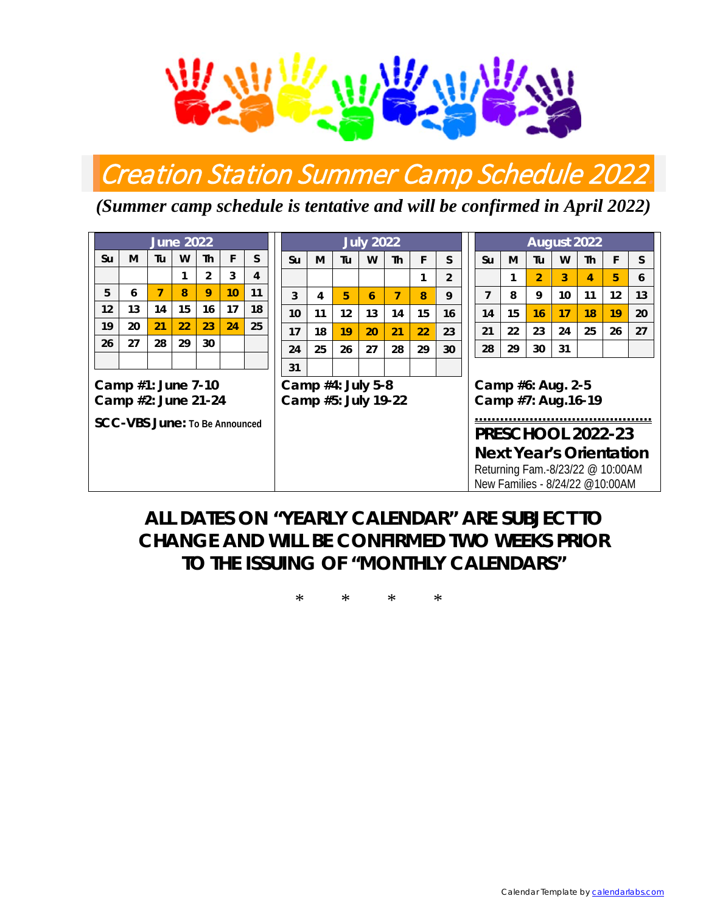# Creation Station Summer Camp Schedule 2022

***(Summer camp schedule is tentative and will be confirmed in April 2022)***

**June 2022**

| Su | M | Tu | W | Th | F | S |
|---|---|---|---|---|---|---|
| | | | 1 | 2 | 3 | 4 |
| 5 | 6 | 7 | 8 | 9 | 10 | 11 |
| 12 | 13 | 14 | 15 | 16 | 17 | 18 |
| 19 | 20 | 21 | 22 | 23 | 24 | 25 |
| 26 | 27 | 28 | 29 | 30 | | |

**Camp #1: June 7-10**
**Camp #2: June 21-24**

**SCC-VBS June:** **To Be Announced**

**July 2022**

| Su | M | Tu | W | Th | F | S |
|---|---|---|---|---|---|---|
| | | | | | 1 | 2 |
| 3 | 4 | 5 | 6 | 7 | 8 | 9 |
| 10 | 11 | 12 | 13 | 14 | 15 | 16 |
| 17 | 18 | 19 | 20 | 21 | 22 | 23 |
| 24 | 25 | 26 | 27 | 28 | 29 | 30 |
| 31 | | | | | | |

**Camp #4: July 5-8**
**Camp #5: July 19-22**

**August 2022**

| Su | M | Tu | W | Th | F | S |
|---|---|---|---|---|---|---|
| | 1 | 2 | 3 | 4 | 5 | 6 |
| 7 | 8 | 9 | 10 | 11 | 12 | 13 |
| 14 | 15 | 16 | 17 | 18 | 19 | 20 |
| 21 | 22 | 23 | 24 | 25 | 26 | 27 |
| 28 | 29 | 30 | 31 | | | |

**Camp #6: Aug. 2-5**
**Camp #7: Aug.16-19**

**PRESCHOOL 2022-23**
**Next Year's Orientation**

Returning Fam.-8/23/22 @ 10:00AM
New Families - 8/24/22 @10:00AM

**ALL DATES ON "YEARLY CALENDAR" ARE SUBJECT TO CHANGE AND WILL BE CONFIRMED TWO WEEKS PRIOR TO THE ISSUING OF "MONTHLY CALENDARS"**

\* \* \* \*

Calendar Template by calendarlabs.com